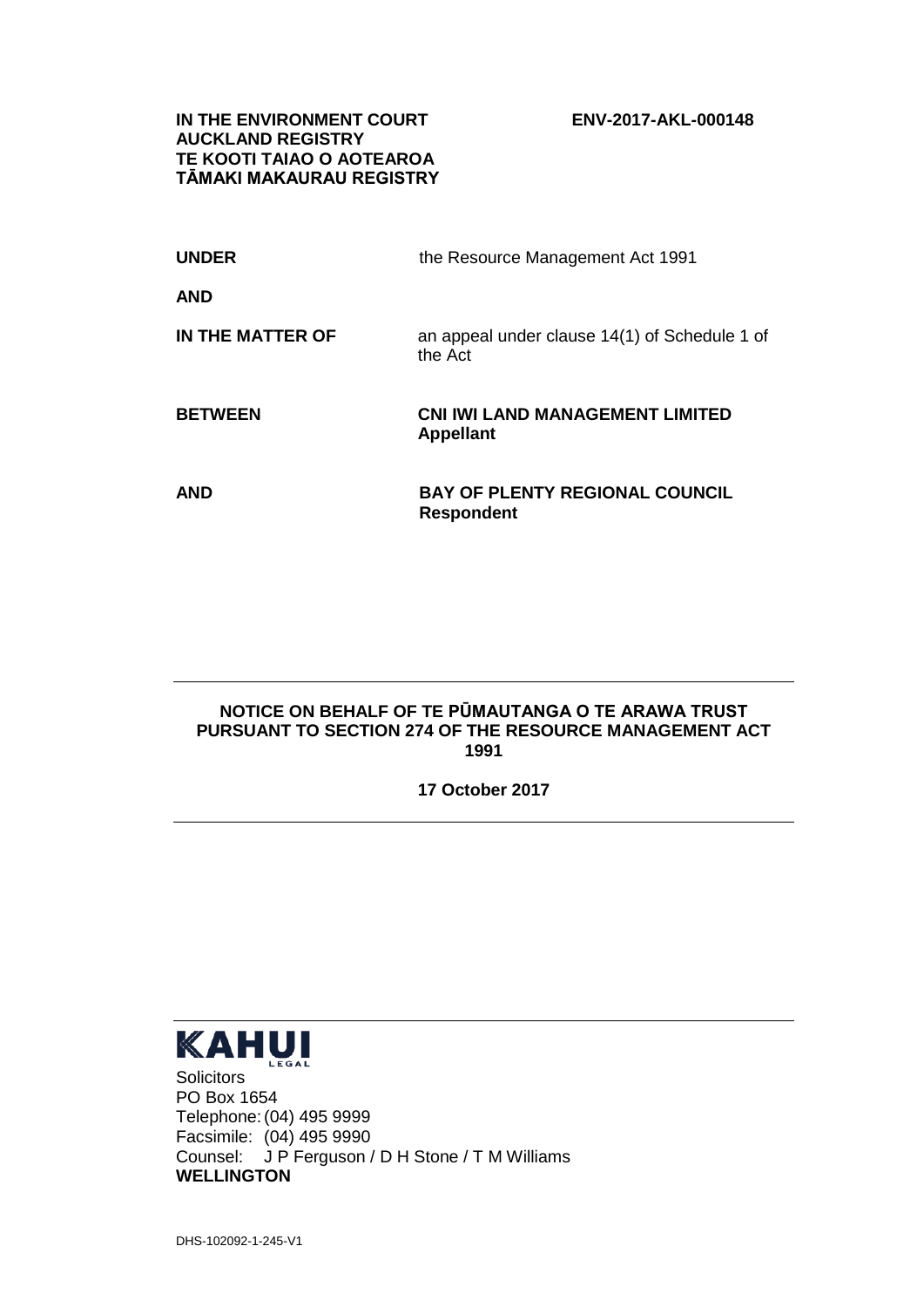**IN THE ENVIRONMENT COURT**
**AUCKLAND REGISTRY**
**TE KOOTI TAIAO O AOTEAROA**
**TĀMAKI MAKAURAU REGISTRY**

**ENV-2017-AKL-000148**

| | |
|---|---|
| **UNDER** | the Resource Management Act 1991 |
| **AND** | |
| **IN THE MATTER OF** | an appeal under clause 14(1) of Schedule 1 of the Act |
| **BETWEEN** | **CNI IWI LAND MANAGEMENT LIMITED**<br>**Appellant** |
| **AND** | **BAY OF PLENTY REGIONAL COUNCIL**<br>**Respondent** |

---

**NOTICE ON BEHALF OF TE PŪMAUTANGA O TE ARAWA TRUST PURSUANT TO SECTION 274 OF THE RESOURCE MANAGEMENT ACT 1991**

**17 October 2017**

---

**KAHUI** LEGAL

Solicitors
PO Box 1654
Telephone: (04) 495 9999
Facsimile: (04) 495 9990
Counsel: J P Ferguson / D H Stone / T M Williams
**WELLINGTON**

DHS-102092-1-245-V1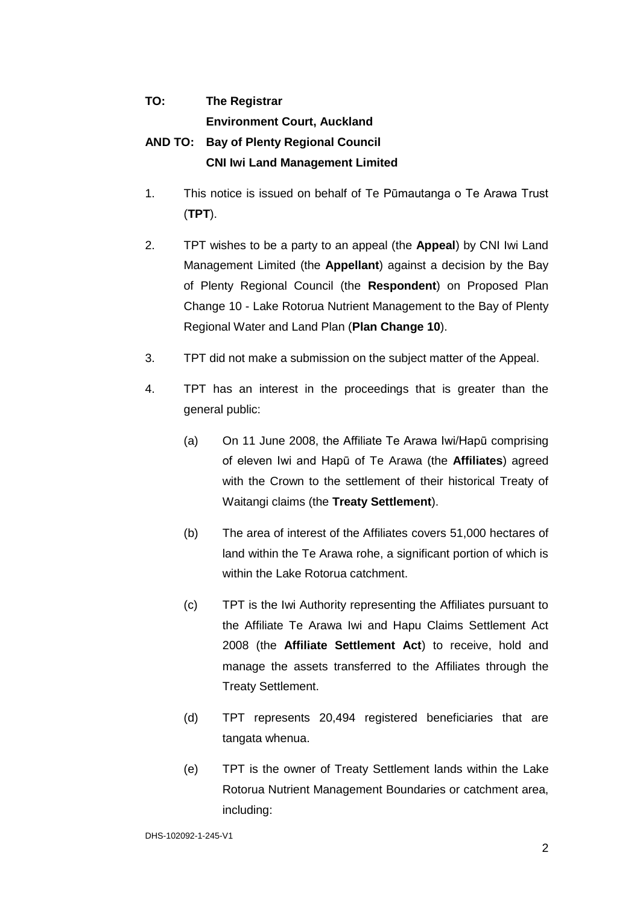**TO: The Registrar**
**Environment Court, Auckland**

**AND TO: Bay of Plenty Regional Council**
**CNI Iwi Land Management Limited**

1. This notice is issued on behalf of Te Pūmautanga o Te Arawa Trust (**TPT**).

2. TPT wishes to be a party to an appeal (the **Appeal**) by CNI Iwi Land Management Limited (the **Appellant**) against a decision by the Bay of Plenty Regional Council (the **Respondent**) on Proposed Plan Change 10 - Lake Rotorua Nutrient Management to the Bay of Plenty Regional Water and Land Plan (**Plan Change 10**).

3. TPT did not make a submission on the subject matter of the Appeal.

4. TPT has an interest in the proceedings that is greater than the general public:

   (a) On 11 June 2008, the Affiliate Te Arawa Iwi/Hapū comprising of eleven Iwi and Hapū of Te Arawa (the **Affiliates**) agreed with the Crown to the settlement of their historical Treaty of Waitangi claims (the **Treaty Settlement**).

   (b) The area of interest of the Affiliates covers 51,000 hectares of land within the Te Arawa rohe, a significant portion of which is within the Lake Rotorua catchment.

   (c) TPT is the Iwi Authority representing the Affiliates pursuant to the Affiliate Te Arawa Iwi and Hapu Claims Settlement Act 2008 (the **Affiliate Settlement Act**) to receive, hold and manage the assets transferred to the Affiliates through the Treaty Settlement.

   (d) TPT represents 20,494 registered beneficiaries that are tangata whenua.

   (e) TPT is the owner of Treaty Settlement lands within the Lake Rotorua Nutrient Management Boundaries or catchment area, including:

DHS-102092-1-245-V1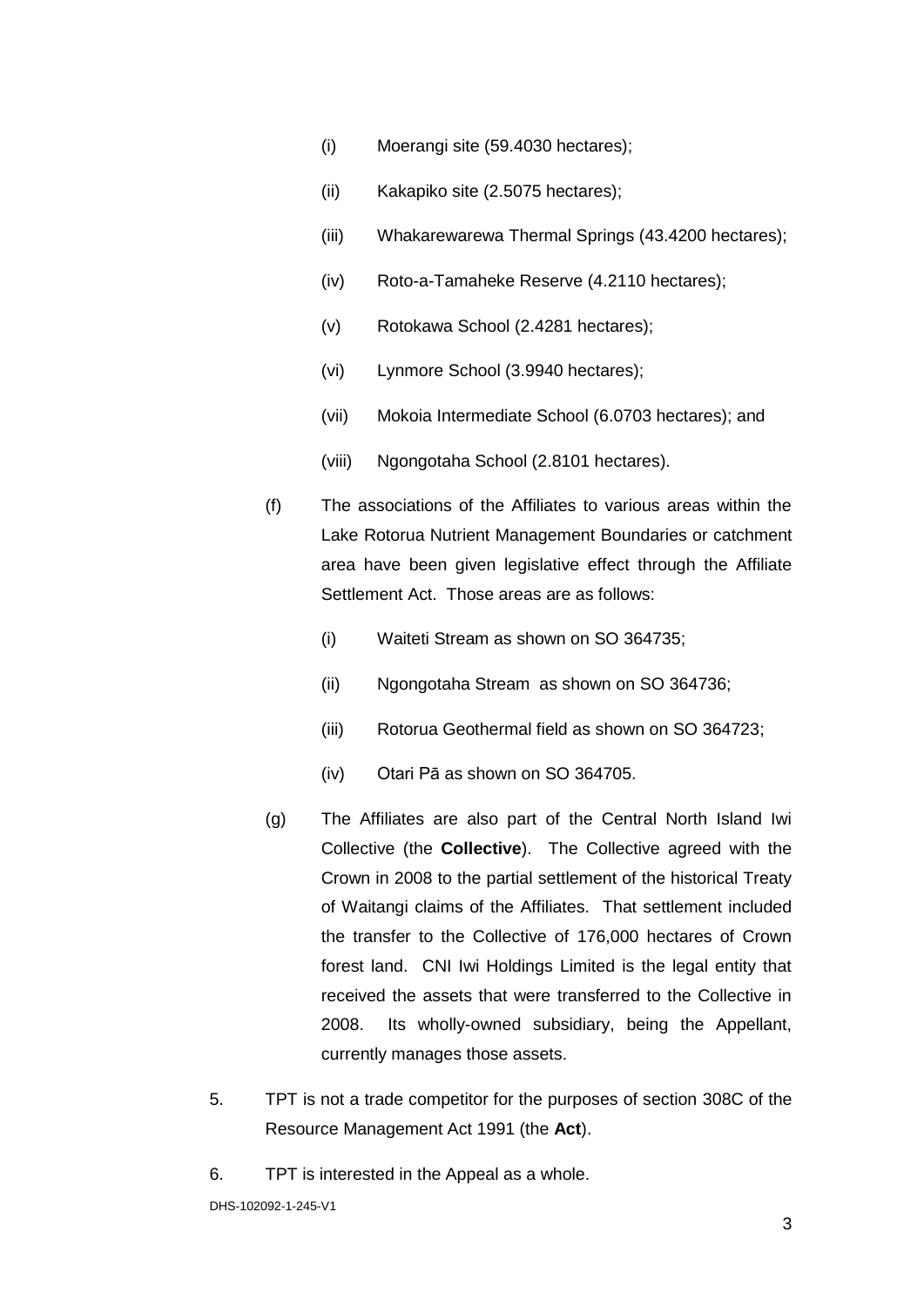(i) Moerangi site (59.4030 hectares);

(ii) Kakapiko site (2.5075 hectares);

(iii) Whakarewarewa Thermal Springs (43.4200 hectares);

(iv) Roto-a-Tamaheke Reserve (4.2110 hectares);

(v) Rotokawa School (2.4281 hectares);

(vi) Lynmore School (3.9940 hectares);

(vii) Mokoia Intermediate School (6.0703 hectares); and

(viii) Ngongotaha School (2.8101 hectares).

(f) The associations of the Affiliates to various areas within the Lake Rotorua Nutrient Management Boundaries or catchment area have been given legislative effect through the Affiliate Settlement Act. Those areas are as follows:

(i) Waiteti Stream as shown on SO 364735;

(ii) Ngongotaha Stream as shown on SO 364736;

(iii) Rotorua Geothermal field as shown on SO 364723;

(iv) Otari Pā as shown on SO 364705.

(g) The Affiliates are also part of the Central North Island Iwi Collective (the **Collective**). The Collective agreed with the Crown in 2008 to the partial settlement of the historical Treaty of Waitangi claims of the Affiliates. That settlement included the transfer to the Collective of 176,000 hectares of Crown forest land. CNI Iwi Holdings Limited is the legal entity that received the assets that were transferred to the Collective in 2008. Its wholly-owned subsidiary, being the Appellant, currently manages those assets.

5. TPT is not a trade competitor for the purposes of section 308C of the Resource Management Act 1991 (the **Act**).

6. TPT is interested in the Appeal as a whole.

DHS-102092-1-245-V1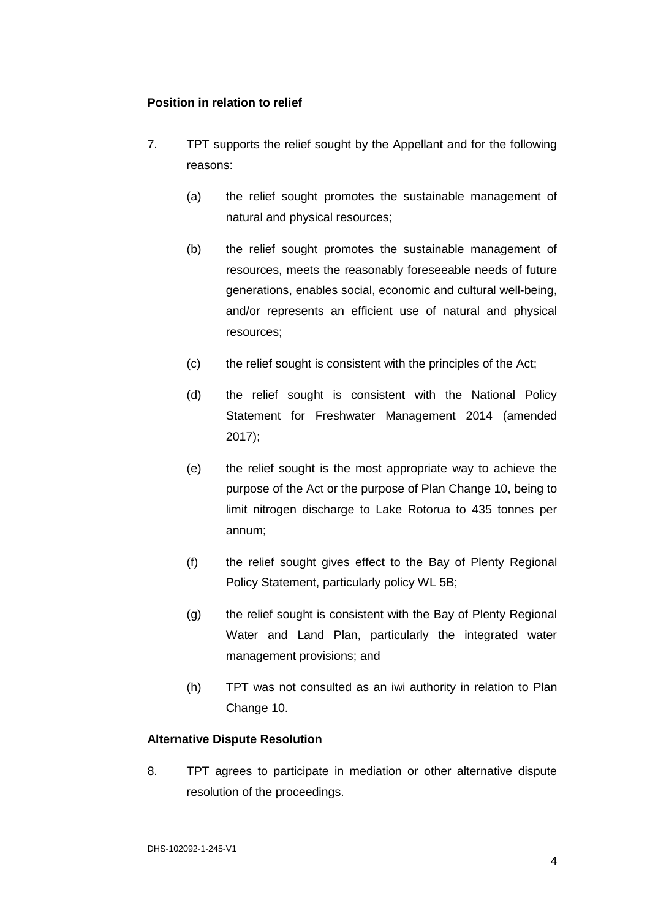**Position in relation to relief**

7. TPT supports the relief sought by the Appellant and for the following reasons:

   (a) the relief sought promotes the sustainable management of natural and physical resources;

   (b) the relief sought promotes the sustainable management of resources, meets the reasonably foreseeable needs of future generations, enables social, economic and cultural well-being, and/or represents an efficient use of natural and physical resources;

   (c) the relief sought is consistent with the principles of the Act;

   (d) the relief sought is consistent with the National Policy Statement for Freshwater Management 2014 (amended 2017);

   (e) the relief sought is the most appropriate way to achieve the purpose of the Act or the purpose of Plan Change 10, being to limit nitrogen discharge to Lake Rotorua to 435 tonnes per annum;

   (f) the relief sought gives effect to the Bay of Plenty Regional Policy Statement, particularly policy WL 5B;

   (g) the relief sought is consistent with the Bay of Plenty Regional Water and Land Plan, particularly the integrated water management provisions; and

   (h) TPT was not consulted as an iwi authority in relation to Plan Change 10.

**Alternative Dispute Resolution**

8. TPT agrees to participate in mediation or other alternative dispute resolution of the proceedings.

DHS-102092-1-245-V1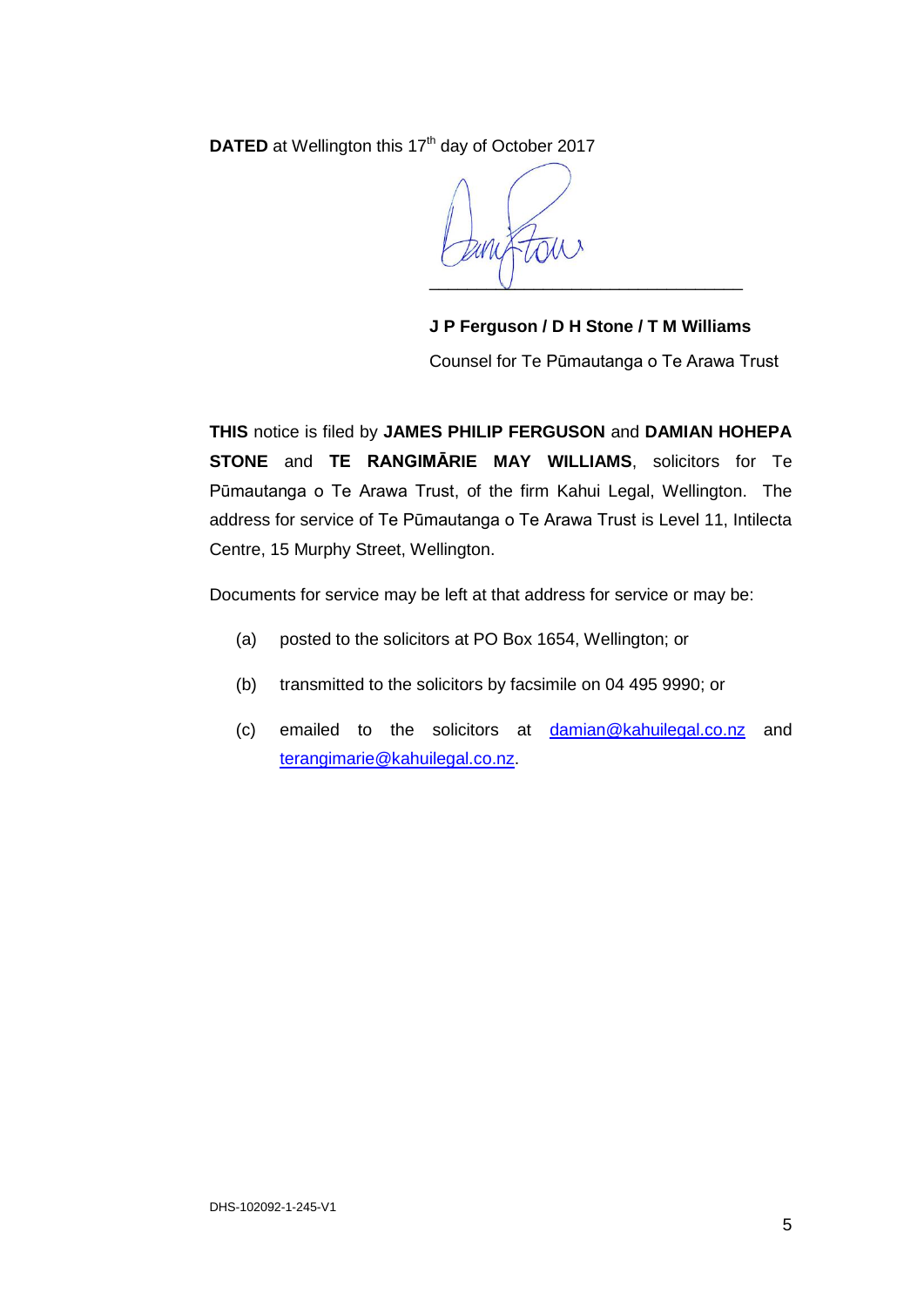**DATED** at Wellington this 17th day of October 2017

\_\_\_\_\_\_\_\_\_\_\_\_\_\_\_\_\_\_\_\_\_\_\_\_\_\_\_\_\_\_\_\_\_\_

**J P Ferguson / D H Stone / T M Williams**

Counsel for Te Pūmautanga o Te Arawa Trust

**THIS** notice is filed by **JAMES PHILIP FERGUSON** and **DAMIAN HOHEPA STONE** and **TE RANGIMĀRIE MAY WILLIAMS**, solicitors for Te Pūmautanga o Te Arawa Trust, of the firm Kahui Legal, Wellington. The address for service of Te Pūmautanga o Te Arawa Trust is Level 11, Intilecta Centre, 15 Murphy Street, Wellington.

Documents for service may be left at that address for service or may be:

(a) posted to the solicitors at PO Box 1654, Wellington; or

(b) transmitted to the solicitors by facsimile on 04 495 9990; or

(c) emailed to the solicitors at damian@kahuilegal.co.nz and terangimarie@kahuilegal.co.nz.

DHS-102092-1-245-V1